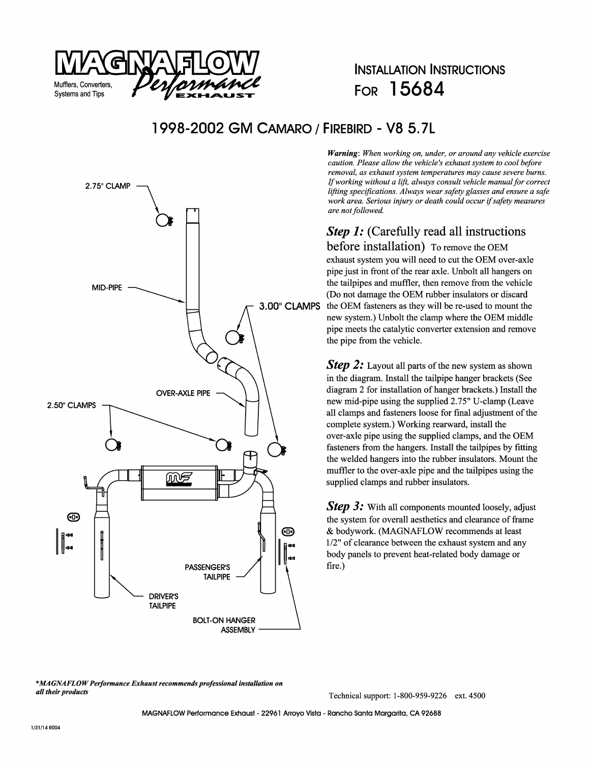# MAGNAFLOW Performance Exhaust

Mufflers, Converters, Systems and Tips

## Installation Instructions For 15684

## 1998-2002 GM Camaro / Firebird - V8 5.7L

2.75" CLAMP

MID-PIPE

3.00" CLAMPS

OVER-AXLE PIPE

2.50" CLAMPS

PASSENGER'S TAILPIPE

DRIVER'S TAILPIPE

BOLT-ON HANGER ASSEMBLY

***Warning**: When working on, under, or around any vehicle exercise caution. Please allow the vehicle's exhaust system to cool before removal, as exhaust system temperatures may cause severe burns. If working without a lift, always consult vehicle manual for correct lifting specifications. Always wear safety glasses and ensure a safe work area. Serious injury or death could occur if safety measures are not followed.*

***Step 1:*** (Carefully read all instructions before installation) To remove the OEM exhaust system you will need to cut the OEM over-axle pipe just in front of the rear axle. Unbolt all hangers on the tailpipes and muffler, then remove from the vehicle (Do not damage the OEM rubber insulators or discard the OEM fasteners as they will be re-used to mount the new system.) Unbolt the clamp where the OEM middle pipe meets the catalytic converter extension and remove the pipe from the vehicle.

***Step 2:*** Layout all parts of the new system as shown in the diagram. Install the tailpipe hanger brackets (See diagram 2 for installation of hanger brackets.) Install the new mid-pipe using the supplied 2.75" U-clamp (Leave all clamps and fasteners loose for final adjustment of the complete system.) Working rearward, install the over-axle pipe using the supplied clamps, and the OEM fasteners from the hangers. Install the tailpipes by fitting the welded hangers into the rubber insulators. Mount the muffler to the over-axle pipe and the tailpipes using the supplied clamps and rubber insulators.

***Step 3:*** With all components mounted loosely, adjust the system for overall aesthetics and clearance of frame & bodywork. (MAGNAFLOW recommends at least 1/2" of clearance between the exhaust system and any body panels to prevent heat-related body damage or fire.)

***MAGNAFLOW Performance Exhaust recommends professional installation on all their products***

Technical support: 1-800-959-9226 ext. 4500

MAGNAFLOW Performance Exhaust - 22961 Arroyo Vista - Rancho Santa Margarita, CA 92688

1/31/14 R004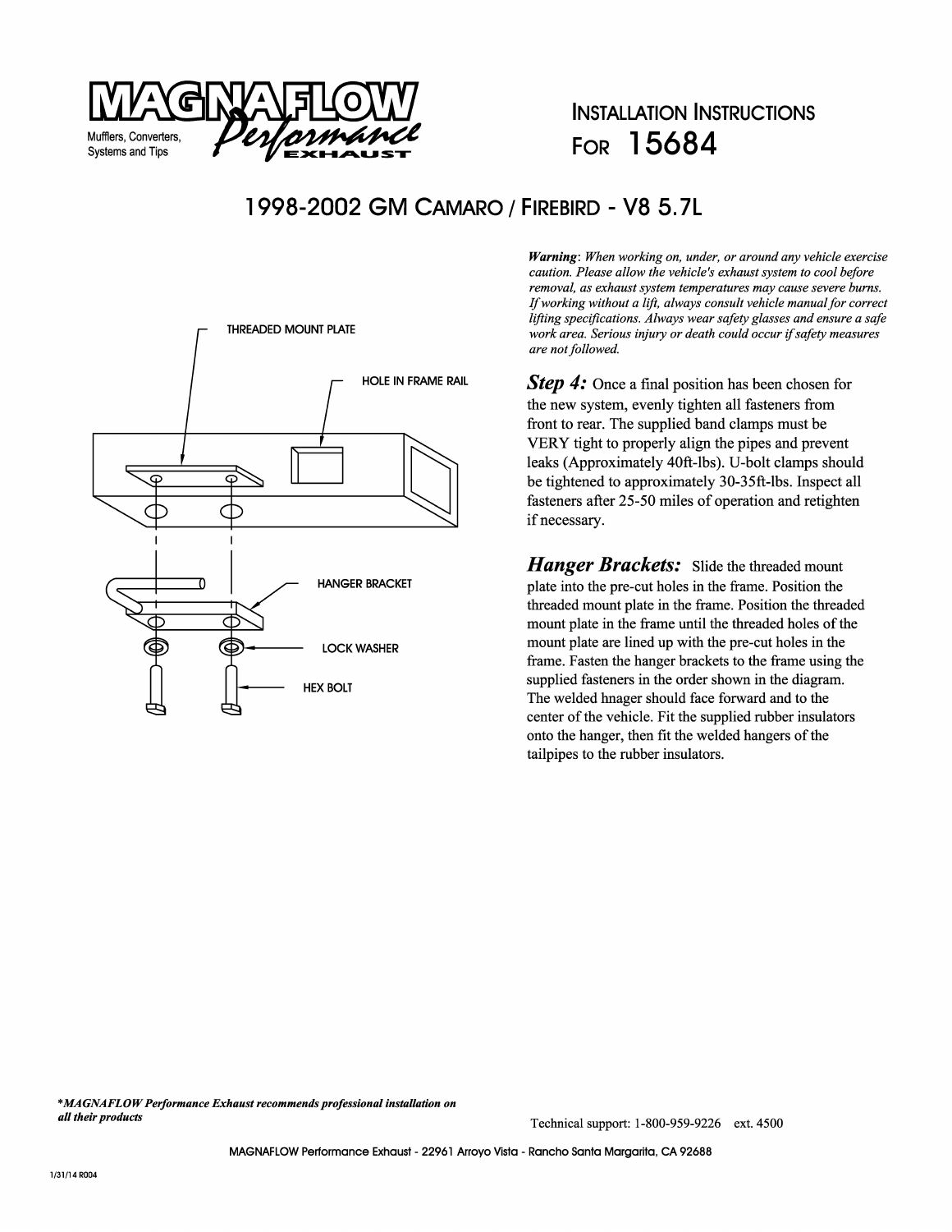# MAGNAFLOW Performance EXHAUST

Mufflers, Converters, Systems and Tips

## INSTALLATION INSTRUCTIONS FOR 15684

## 1998-2002 GM CAMARO / FIREBIRD - V8 5.7L

THREADED MOUNT PLATE

HOLE IN FRAME RAIL

HANGER BRACKET

LOCK WASHER

HEX BOLT

***Warning**: When working on, under, or around any vehicle exercise caution. Please allow the vehicle's exhaust system to cool before removal, as exhaust system temperatures may cause severe burns. If working without a lift, always consult vehicle manual for correct lifting specifications. Always wear safety glasses and ensure a safe work area. Serious injury or death could occur if safety measures are not followed.*

***Step 4:*** Once a final position has been chosen for the new system, evenly tighten all fasteners from front to rear. The supplied band clamps must be VERY tight to properly align the pipes and prevent leaks (Approximately 40ft-lbs). U-bolt clamps should be tightened to approximately 30-35ft-lbs. Inspect all fasteners after 25-50 miles of operation and retighten if necessary.

***Hanger Brackets:*** Slide the threaded mount plate into the pre-cut holes in the frame. Position the threaded mount plate in the frame. Position the threaded mount plate in the frame until the threaded holes of the mount plate are lined up with the pre-cut holes in the frame. Fasten the hanger brackets to the frame using the supplied fasteners in the order shown in the diagram. The welded hnager should face forward and to the center of the vehicle. Fit the supplied rubber insulators onto the hanger, then fit the welded hangers of the tailpipes to the rubber insulators.

***MAGNAFLOW Performance Exhaust recommends professional installation on all their products***

Technical support: 1-800-959-9226 ext. 4500

MAGNAFLOW Performance Exhaust - 22961 Arroyo Vista - Rancho Santa Margarita, CA 92688

1/31/14 R004